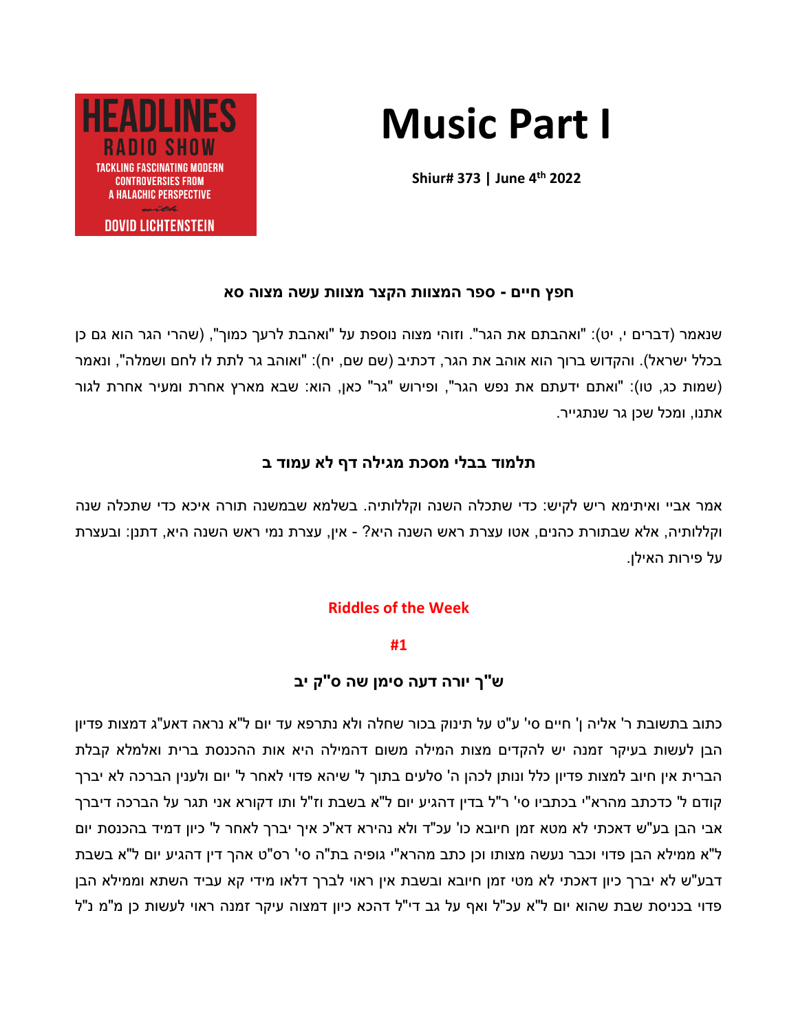HEADLINES RADIO SHOW
TACKLING FASCINATING MODERN CONTROVERSIES FROM A HALACHIC PERSPECTIVE
with
DOVID LICHTENSTEIN

# Music Part I

**Shiur# 373 | June 4th 2022**

### חפץ חיים - ספר המצוות הקצר מצוות עשה מצוה סא

שנאמר (דברים י, יט): "ואהבתם את הגר". וזוהי מצוה נוספת על "ואהבת לרעך כמוך", (שהרי הגר הוא גם כן בכלל ישראל). והקדוש ברוך הוא אוהב את הגר, דכתיב (שם שם, יח): "ואוהב גר לתת לו לחם ושמלה", ונאמר (שמות כג, טו): "ואתם ידעתם את נפש הגר", ופירוש "גר" כאן, הוא: שבא מארץ אחרת ומעיר אחרת לגור אתנו, ומכל שכן גר שנתגייר.

### תלמוד בבלי מסכת מגילה דף לא עמוד ב

אמר אביי ואיתימא ריש לקיש: כדי שתכלה השנה וקללותיה. בשלמא שבמשנה תורה איכא כדי שתכלה שנה וקללותיה, אלא שבתורת כהנים, אטו עצרת ראש השנה היא? - אין, עצרת נמי ראש השנה היא, דתנן: ובעצרת על פירות האילן.

**Riddles of the Week**

**#1**

### ש"ך יורה דעה סימן שה ס"ק יב

כתוב בתשובת ר' אליה ן' חיים סי' ע"ט על תינוק בכור שחלה ולא נתרפא עד יום ל"א נראה דאע"ג דמצות פדיון הבן לעשות בעיקר זמנה יש להקדים מצות המילה משום דהמילה היא אות ההכנסת ברית ואלמלא קבלת הברית אין חיוב למצות פדיון כלל ונותן לכהן ה' סלעים בתוך ל' שיהא פדוי לאחר ל' יום ולענין הברכה לא יברך קודם ל' כדכתב מהרא"י בכתביו סי' ר"ל בדין דהגיע יום ל"א בשבת וז"ל ותו דקורא אני תגר על הברכה דיברך אבי הבן בע"ש דאכתי לא מטא זמן חיובא כו' עכ"ד ולא נהירא דא"כ איך יברך לאחר ל' כיון דמיד בהכנסת יום ל"א ממילא הבן פדוי וכבר נעשה מצותו וכן כתב מהרא"י גופיה בת"ה סי' רס"ט אהך דין דהגיע יום ל"א בשבת דבע"ש לא יברך כיון דאכתי לא מטי זמן חיובא ובשבת אין ראוי לברך דלאו מידי קא עביד השתא וממילא הבן פדוי בכניסת שבת שהוא יום ל"א עכ"ל ואף על גב די"ל דהכא כיון דמצוה עיקר זמנה ראוי לעשות כן מ"מ נ"ל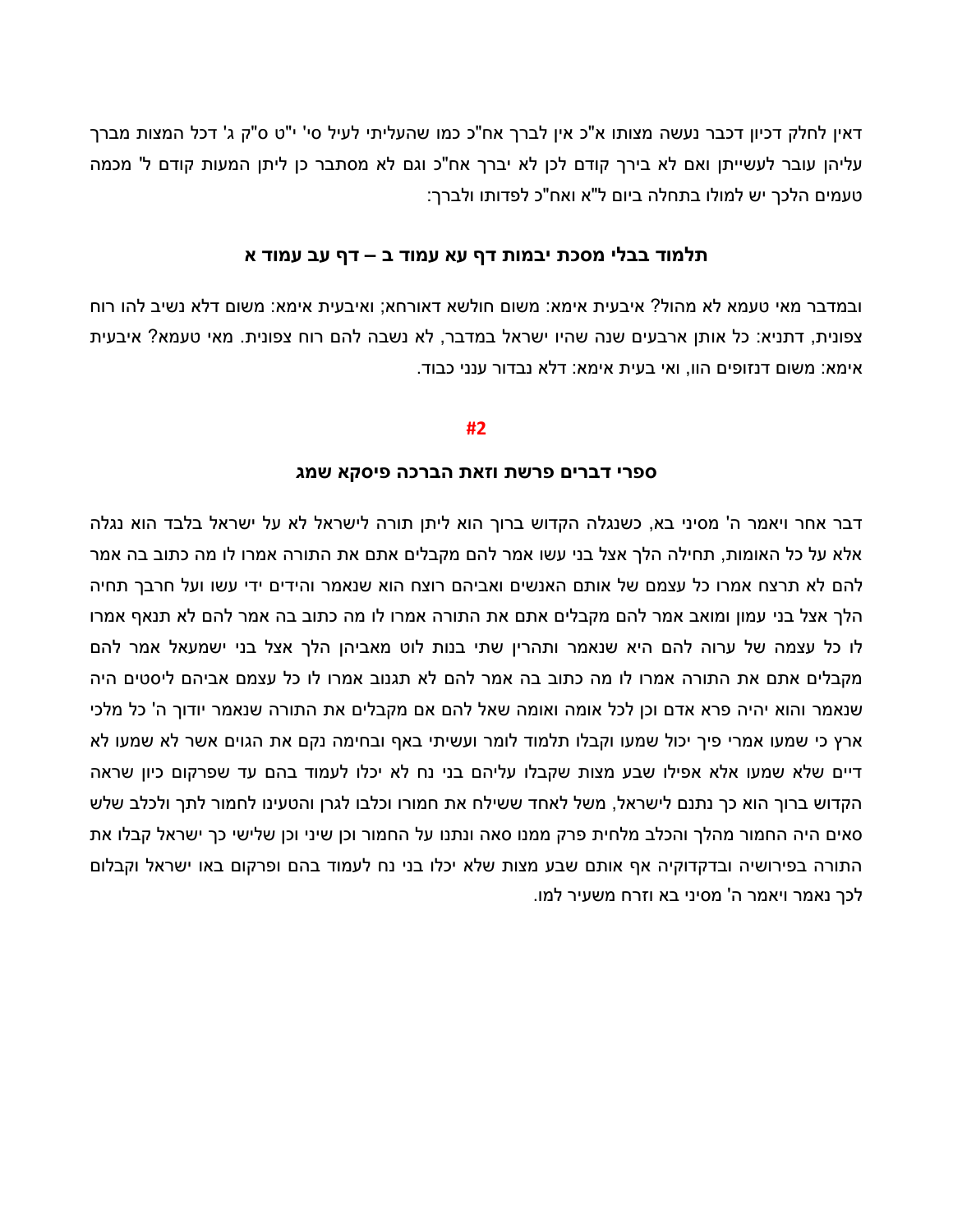דאין לחלק דכיון דכבר נעשה מצותו א"כ אין לברך אח"כ כמו שהעליתי לעיל סי' י"ט ס"ק ג' דכל המצות מברך עליהן עובר לעשייתן ואם לא בירך קודם לכן לא יברך אח"כ וגם לא מסתבר כן ליתן המעות קודם ל' מכמה טעמים הלכך יש למולו בתחלה ביום ל"א ואח"כ לפדותו ולברך:

### תלמוד בבלי מסכת יבמות דף עא עמוד ב – דף עב עמוד א

ובמדבר מאי טעמא לא מהול? איבעית אימא: משום חולשא דאורחא; ואיבעית אימא: משום דלא נשיב להו רוח צפונית, דתניא: כל אותן ארבעים שנה שהיו ישראל במדבר, לא נשבה להם רוח צפונית. מאי טעמא? איבעית אימא: משום דנזופים הוו, ואי בעית אימא: דלא נבדור ענני כבוד.

**#2**

### ספרי דברים פרשת וזאת הברכה פיסקא שמג

דבר אחר ויאמר ה' מסיני בא, כשנגלה הקדוש ברוך הוא ליתן תורה לישראל לא על ישראל בלבד הוא נגלה אלא על כל האומות, תחילה הלך אצל בני עשו אמר להם מקבלים אתם את התורה אמרו לו מה כתוב בה אמר להם לא תרצח אמרו כל עצמם של אותם האנשים ואביהם רוצח הוא שנאמר והידים ידי עשו ועל חרבך תחיה הלך אצל בני עמון ומואב אמר להם מקבלים אתם את התורה אמרו לו מה כתוב בה אמר להם לא תנאף אמרו לו כל עצמה של ערוה להם היא שנאמר ותהרין שתי בנות לוט מאביהן הלך אצל בני ישמעאל אמר להם מקבלים אתם את התורה אמרו לו מה כתוב בה אמר להם לא תגנוב אמרו לו כל עצמם אביהם ליסטים היה שנאמר והוא יהיה פרא אדם וכן לכל אומה ואומה שאל להם אם מקבלים את התורה שנאמר יודוך ה' כל מלכי ארץ כי שמעו אמרי פיך יכול שמעו וקבלו תלמוד לומר ועשיתי באף ובחימה נקם את הגוים אשר לא שמעו לא דיים שלא שמעו אלא אפילו שבע מצות שקבלו עליהם בני נח לא יכלו לעמוד בהם עד שפרקום כיון שראה הקדוש ברוך הוא כך נתנם לישראל, משל לאחד ששילח את חמורו וכלבו לגרן והטעינו לחמור לתך ולכלב שלש סאים היה החמור מהלך והכלב מלחית פרק ממנו סאה ונתנו על החמור וכן שיני וכן שלישי כך ישראל קבלו את התורה בפירושיה ובדקדוקיה אף אותם שבע מצות שלא יכלו בני נח לעמוד בהם ופרקום באו ישראל וקבלום לכך נאמר ויאמר ה' מסיני בא וזרח משעיר למו.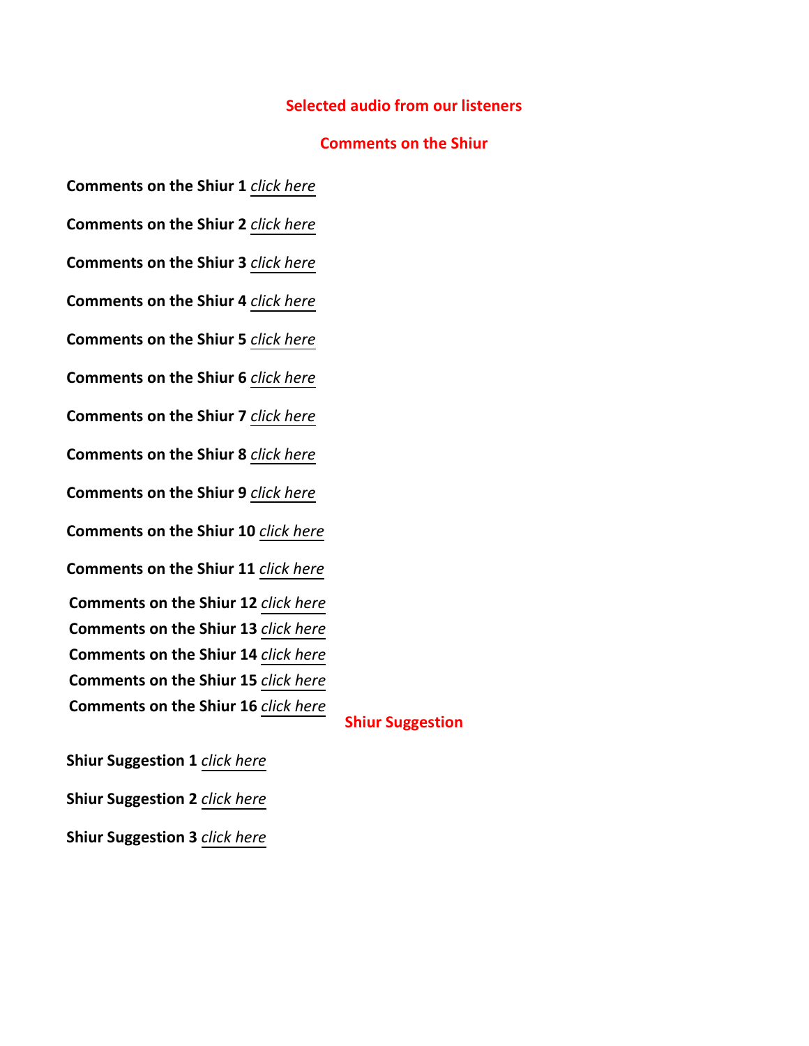## Selected audio from our listeners

## Comments on the Shiur

**Comments on the Shiur 1** *click here*

**Comments on the Shiur 2** *click here*

**Comments on the Shiur 3** *click here*

**Comments on the Shiur 4** *click here*

**Comments on the Shiur 5** *click here*

**Comments on the Shiur 6** *click here*

**Comments on the Shiur 7** *click here*

**Comments on the Shiur 8** *click here*

**Comments on the Shiur 9** *click here*

**Comments on the Shiur 10** *click here*

**Comments on the Shiur 11** *click here*

**Comments on the Shiur 12** *click here*

**Comments on the Shiur 13** *click here*

**Comments on the Shiur 14** *click here*

**Comments on the Shiur 15** *click here*

**Comments on the Shiur 16** *click here*

## Shiur Suggestion

**Shiur Suggestion 1** *click here*

**Shiur Suggestion 2** *click here*

**Shiur Suggestion 3** *click here*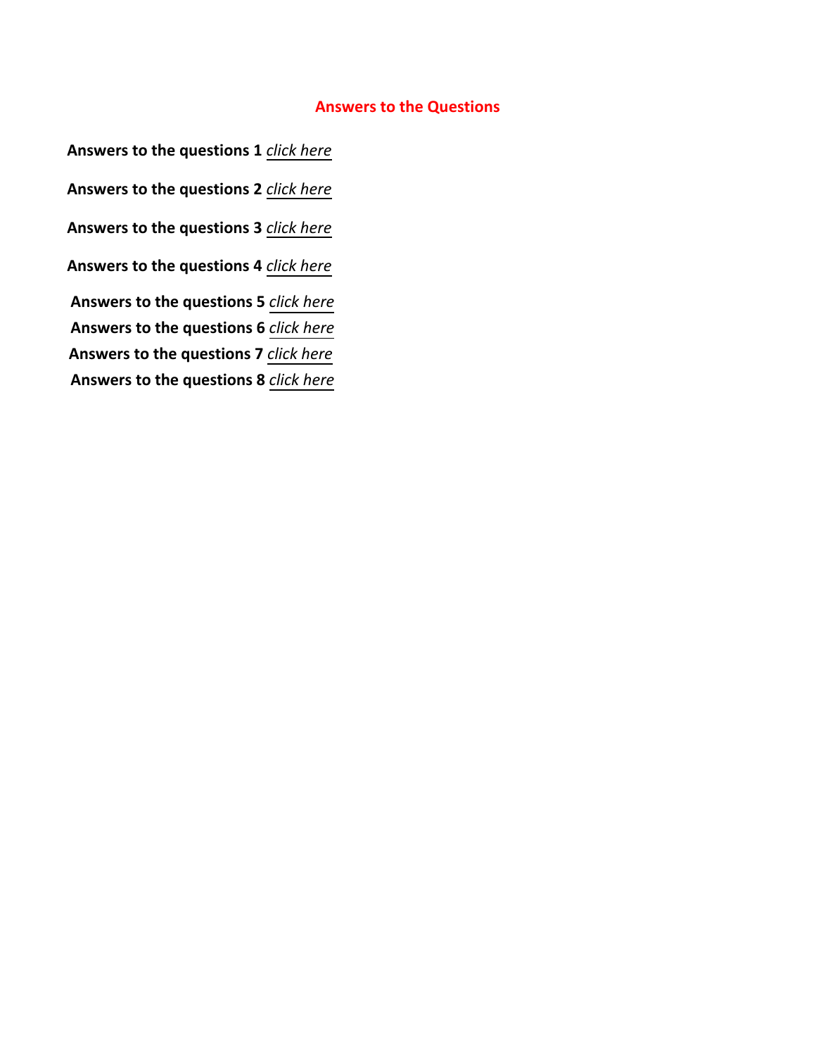## Answers to the Questions

**Answers to the questions 1** *click here*

**Answers to the questions 2** *click here*

**Answers to the questions 3** *click here*

**Answers to the questions 4** *click here*

**Answers to the questions 5** *click here*

**Answers to the questions 6** *click here*

**Answers to the questions 7** *click here*

**Answers to the questions 8** *click here*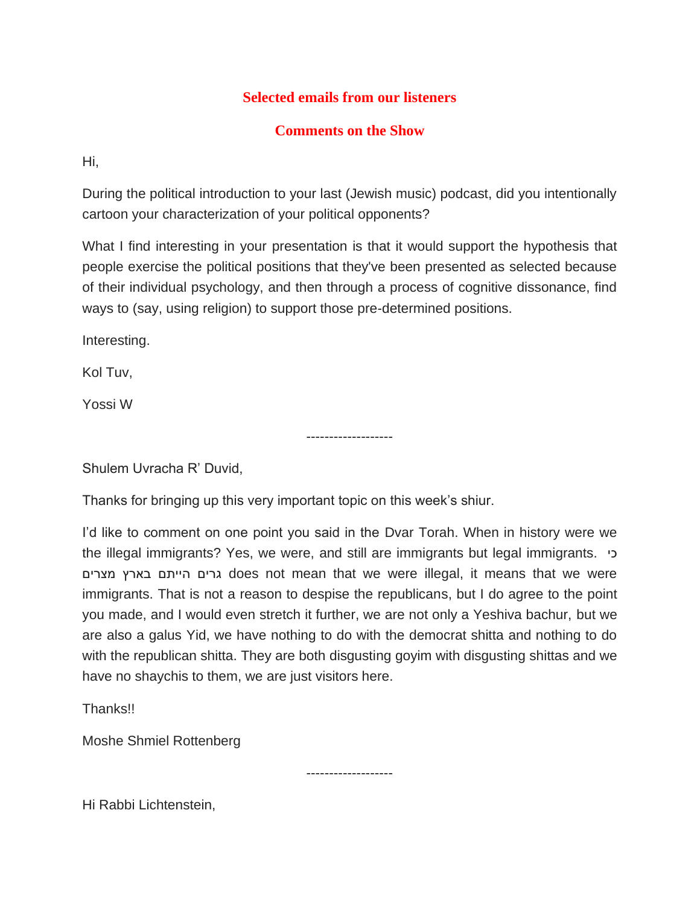## Selected emails from our listeners

## Comments on the Show

Hi,

During the political introduction to your last (Jewish music) podcast, did you intentionally cartoon your characterization of your political opponents?

What I find interesting in your presentation is that it would support the hypothesis that people exercise the political positions that they've been presented as selected because of their individual psychology, and then through a process of cognitive dissonance, find ways to (say, using religion) to support those pre-determined positions.

Interesting.

Kol Tuv,

Yossi W

-------------------

Shulem Uvracha R' Duvid,

Thanks for bringing up this very important topic on this week's shiur.

I'd like to comment on one point you said in the Dvar Torah. When in history were we the illegal immigrants? Yes, we were, and still are immigrants but legal immigrants. כי גרים הייתם בארץ מצרים does not mean that we were illegal, it means that we were immigrants. That is not a reason to despise the republicans, but I do agree to the point you made, and I would even stretch it further, we are not only a Yeshiva bachur, but we are also a galus Yid, we have nothing to do with the democrat shitta and nothing to do with the republican shitta. They are both disgusting goyim with disgusting shittas and we have no shaychis to them, we are just visitors here.

Thanks!!

Moshe Shmiel Rottenberg

-------------------

Hi Rabbi Lichtenstein,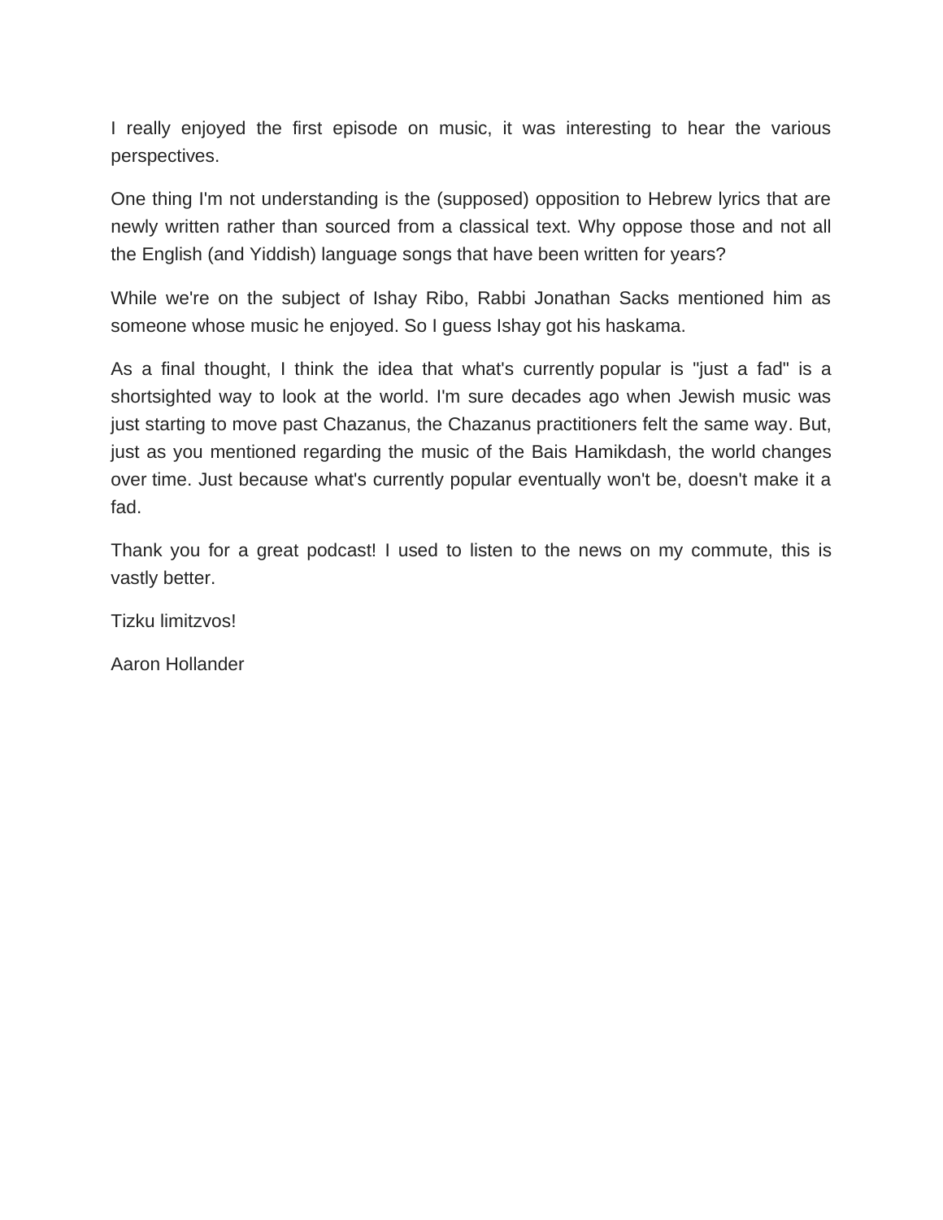I really enjoyed the first episode on music, it was interesting to hear the various perspectives.

One thing I'm not understanding is the (supposed) opposition to Hebrew lyrics that are newly written rather than sourced from a classical text. Why oppose those and not all the English (and Yiddish) language songs that have been written for years?

While we're on the subject of Ishay Ribo, Rabbi Jonathan Sacks mentioned him as someone whose music he enjoyed. So I guess Ishay got his haskama.

As a final thought, I think the idea that what's currently popular is "just a fad" is a shortsighted way to look at the world. I'm sure decades ago when Jewish music was just starting to move past Chazanus, the Chazanus practitioners felt the same way. But, just as you mentioned regarding the music of the Bais Hamikdash, the world changes over time. Just because what's currently popular eventually won't be, doesn't make it a fad.

Thank you for a great podcast! I used to listen to the news on my commute, this is vastly better.

Tizku limitzvos!

Aaron Hollander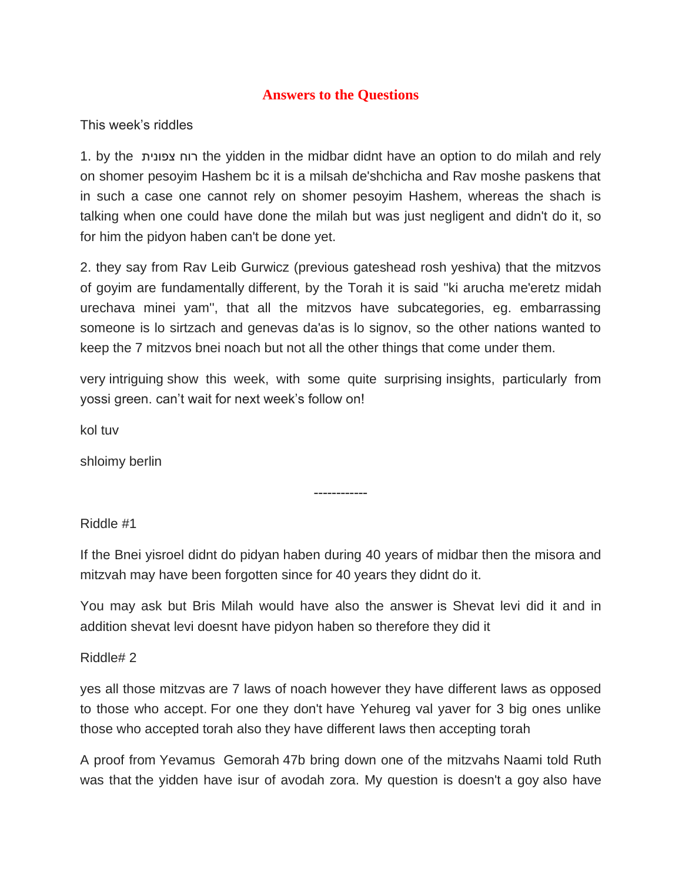## Answers to the Questions

This week's riddles

1. by the רוח צפונית the yidden in the midbar didnt have an option to do milah and rely on shomer pesoyim Hashem bc it is a milsah de'shchicha and Rav moshe paskens that in such a case one cannot rely on shomer pesoyim Hashem, whereas the shach is talking when one could have done the milah but was just negligent and didn't do it, so for him the pidyon haben can't be done yet.

2. they say from Rav Leib Gurwicz (previous gateshead rosh yeshiva) that the mitzvos of goyim are fundamentally different, by the Torah it is said "ki arucha me'eretz midah urechava minei yam", that all the mitzvos have subcategories, eg. embarrassing someone is lo sirtzach and genevas da'as is lo signov, so the other nations wanted to keep the 7 mitzvos bnei noach but not all the other things that come under them.

very intriguing show this week, with some quite surprising insights, particularly from yossi green. can't wait for next week's follow on!

kol tuv

shloimy berlin

------------

Riddle #1

If the Bnei yisroel didnt do pidyan haben during 40 years of midbar then the misora and mitzvah may have been forgotten since for 40 years they didnt do it.

You may ask but Bris Milah would have also the answer is Shevat levi did it and in addition shevat levi doesnt have pidyon haben so therefore they did it

Riddle# 2

yes all those mitzvas are 7 laws of noach however they have different laws as opposed to those who accept. For one they don't have Yehureg val yaver for 3 big ones unlike those who accepted torah also they have different laws then accepting torah

A proof from Yevamus Gemorah 47b bring down one of the mitzvahs Naami told Ruth was that the yidden have isur of avodah zora. My question is doesn't a goy also have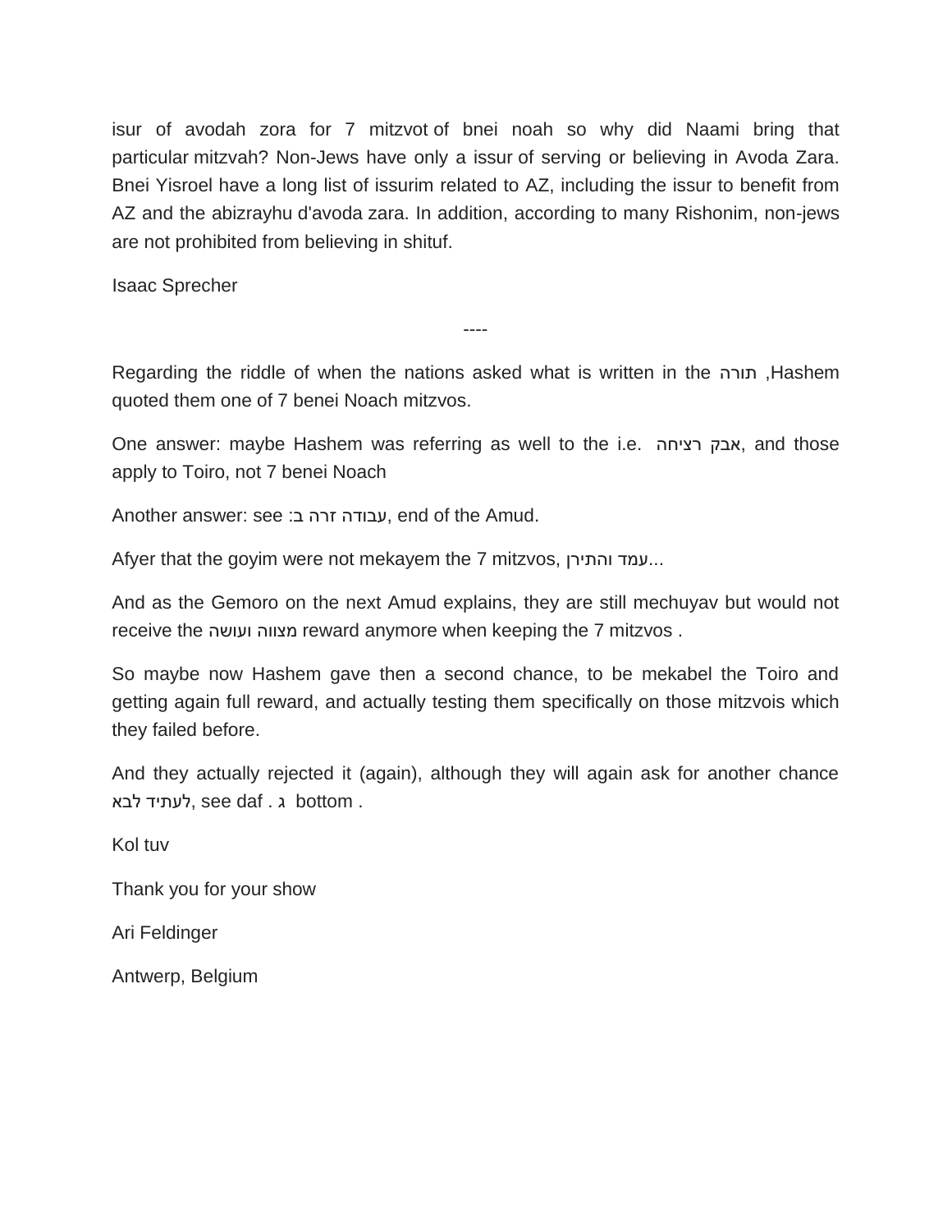isur of avodah zora for 7 mitzvot of bnei noah so why did Naami bring that particular mitzvah? Non-Jews have only a issur of serving or believing in Avoda Zara. Bnei Yisroel have a long list of issurim related to AZ, including the issur to benefit from AZ and the abizrayhu d'avoda zara. In addition, according to many Rishonim, non-jews are not prohibited from believing in shituf.

Isaac Sprecher

----

Regarding the riddle of when the nations asked what is written in the תורה ,Hashem quoted them one of 7 benei Noach mitzvos.

One answer: maybe Hashem was referring as well to the i.e. אבק רציחה, and those apply to Toiro, not 7 benei Noach

Another answer: see עבודה זרה ב:, end of the Amud.

Afyer that the goyim were not mekayem the 7 mitzvos, עמד והתירן...

And as the Gemoro on the next Amud explains, they are still mechuyav but would not receive the מצווה ועושה reward anymore when keeping the 7 mitzvos .

So maybe now Hashem gave then a second chance, to be mekabel the Toiro and getting again full reward, and actually testing them specifically on those mitzvois which they failed before.

And they actually rejected it (again), although they will again ask for another chance לעתיד לבא, see daf . ג bottom .

Kol tuv

Thank you for your show

Ari Feldinger

Antwerp, Belgium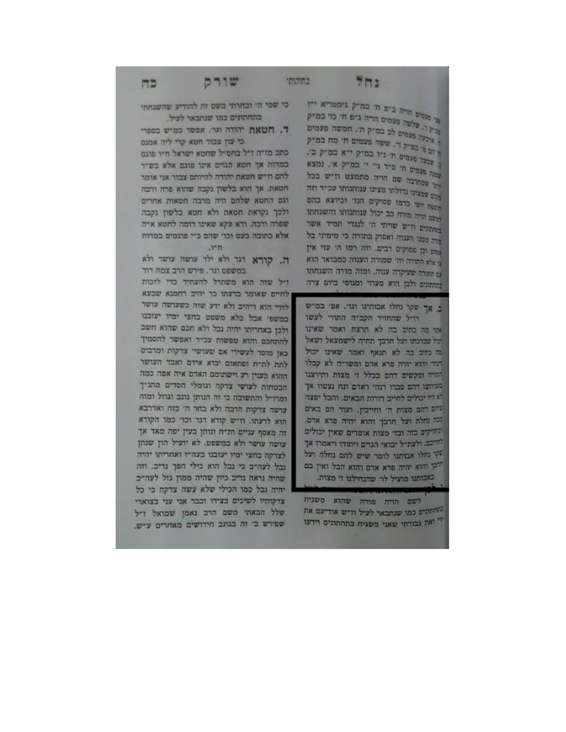שני פעמים הויה ב"פ ח' במ"ק גימטריא י"ן במ"ק ו'. שלשה פעמים הויה ג"פ ח' כד במ"ק ו'. ארבעה פעמים לב במ"ק ה'. חמשה פעמים הם מ' במ"ק ד'. ששה פעמים ח' מח במ"ק ב'. שבעה פעמים ח' נ"ו במ"ק י"א במ"ק ב'. שמונה פעמים ח' ס"ד ג"פ י' במ"ק א'. נמצא יותר שמתרבה שם הויה מתמעט וז"ש בכל מקום שמצינו גדולתו מצינו ענותנותו עכ"ד וזה תוספת יופי ברמז פסוקים הנז' וכיוצא בהם השם הויה מורה כב יכול ענותנותו והשגחתו בתחתונים וז"ש שויתי ה' לנגדי תמיד אשר מדה ממנו הענוה ואסוק בתורה כי מימיני בל אמוט וכן פסוקים רבים. וזה רמז ה' עוז אין עוז אלא התורה וה' שמורה הענוה כמבואר הוא עם התורה שעיקרה ענוה. ומזה מורה השגחתו בתחתונים ולכן הוא מעוזי ומנוסי ביום צרה

**ג. אך** שקר נחלו אבותינו וגו'. אפ' במ"ש רז"ל שהחזיר הקב"ה התור' לעשו אמר מה כתיב בה לא תרצח ואמר שאינו יכול שברכתו ועל חרבך תחיה לישמעאל ושאל מה כתיב בה לא תנאף ואמר שאינו יכול דכתי' והוא יהיה פרא אדם ומשו"ה לא קבלו התורה ומקשים דהם בכלל ז' מצות ותירצנו בעניותנו דהם סברו דנהי דאדם ונח נצטוו אך לא היו יכולים לחייב דורות הבאים. והכל יפצה פיהם דהם מצות ה' וחייבין. ועוד הם באים מכח נחלת ועל חרבך והוא יהיה פרא אדם. ומחזיקים בזה ובז' מצות אומרים שאין יכולים לחייבם. ולעת"ל יבואי הגוים ויתודו ויאמרו אך שקר נחלו אבותנו לומר שיש להם נחלה ועל חרבך והוא יהיה פרא אדם והוא הבל ואין בם באבותנו מועיל לר' שהנחילנו ז' מצות.

דשם הויה מורה שהוא משגיח בתחתונים כמו שנתבאר לעיל וז"ש אודיעם את ידי ואת גבורתי שאני משגיח בתחתונים וידעו כי שמי ה' ובחרתי בשם זה להודיע שהשגחתי בתחתונים כמו שנתבאר לעיל.

**ד. חטאת** יהודה וגו'. אפשר במ"ש בספרי כי עון צבור חטא קרי ליה אמנם כתב מד"ה ז"ל בחס"ל שחטא ישראל ח"ו פוגם במדות אך חטא הגוים אינו פוגם אלא בש"ר להם וז"ש חטאת יהודה להיותם צבור אני אומר חטאת. אך הוא בלשון נקבה שהוא פרה ורבה וגם החטא שלהם היה מרבה חטאות אחרים ולכך נקראת חטאת ולא חטא בלשון נקבה שפרה ורבה. ודא עקא שאינו דומה לחטא א"ה אלא כתובה בעט וכו' שהם כ"י פוגמים במדות ח"ו.

**ה. קורא** דגר ולא ילד עושה עושר ולא במשפט וגו'. פירש הרב צמח דוד ז"ל שזה הוא משתדל להעתיד כדי לזכות לחיים שאומר בדעתו כד יהיב רחמנא שבעא לחיי הוא דיהיב ולא ידע שזה כשעושה עושר במשפ' אבל בלא משפט בחצי ימיו יעזבנו ולכן באחריתו יהיה נבל ולא חכם שהוא חשב להתחכם והוא טפשות עכ"ד ואפשר להסמיך כאן מוסר לעשירי אם שעושי' צדקות ומרבים לתת לת"ח ופתאום יבוא אידם ואבד העושר ההוא בענין רע וישתומם האדם איה אפה כמה הבטחות לעושי צדקה וגומלי חסדים מתנ"ך ומרז"ל והתשובה כי זה הנותן גנוב וגזול ומזה עושה צדקות הרבה ולא בחר ה' בזה ואדרבא הוא לרעתו. וז"ש קורא דגר וכו' כמו הקורא זה מאסף עניים ות"ח ונותן בעין יפה מאד אך עושה עושר ולא במשפט. לא יועיל הון שנתן לצדקה בחצי ימיו יעזבנו בעה"ז ואחריתו יהיה נבל לעה"ב כי נבל הוא כילי הפך נדיב. וזה שהיה נראה נדיב כיון שהיה ממון גזל לעה"ב יהיה נבל כמו הכילי שלא עשה צדקה כי כל צדקותיו לשיכים בצידו וכבר אני עני בצוארי שלל הבאתי משם הרב נאמן שמואל ז"ל שפירש ב' זה בגונב חידושים מאחרים ע"ש.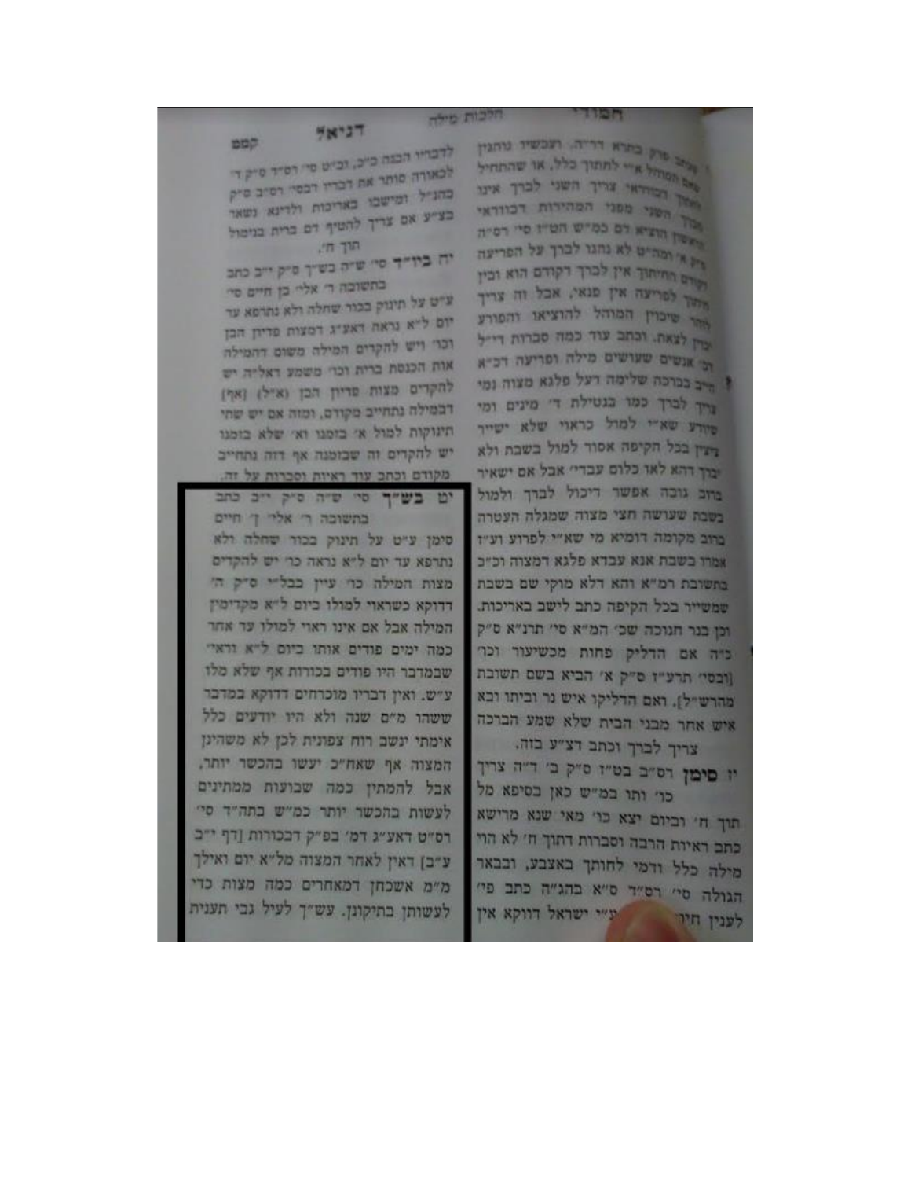צריך פרק בתרא דר"ה. ועכשיו נוהגין שאם המוהל א"י לחתוך כלל, או שהתחיל וחתך הבודאי צריך השני לברך אינו מברך השני מפני המהירות דבודאי הראשון הוציא דם כמ"ש הט"ז סי' רס"ה ס"ק א' ומה"ט לא נהגו לברך על הפריעה דקודם החיתוך אין לברך דקודם הוא וכין החיתוך לפריעה אין פנאי, אבל זה צריך להיות שיכוין המוהל להוציאו והפורע יכוין לצאת. וכתב עוד כמה סברות די"ל דב' אנשים שעושים מילה ופריעה דכ"א חייב בברכה שלימה דעל פלגא מצוה נמי צריך לברך כמו בנטילת ד' מינים ומי שיודע שא"י למול כראוי שלא ישייר ציצין בכל הקיפה אסור למול בשבת ולא יברך דהא לאו כלום עבדי' אבל אם ישאיר ברוב גובה אפשר דיכול לברך ולמול בשבת שעושה חצי מצוה שמגלה העטרה ברוב מקומה דומיא מי שא"י לפרוע ועי"ז אמרו בשבת אנא עבדא פלגא דמצוה וכ"כ בתשובת רמ"א והא דלא מוקי שם בשבת שמשייר בכל הקיפה כתב לישב באריכות. וכן בנר חנוכה שכ' המ"א סי' תרנ"א ס"ק כ"ה אם הדליק פחות מכשיעור וכו' [ובסי' תרע"ז ס"ק א' הביא בשם תשובת מהרש"ל]. ואם הדליקו איש נר וביתו ובא איש אחר מבני הבית שלא שמע הברכה צריך לברך וכתב דצ"ע בזה.

**יז סימן** רס"ב בט"ז ס"ק ב' ד"ה צריך כו' ותו במ"ש כאן בסיפא מל תוך ח' וביום יצא כו' מאי שנא מרישא כתב ראיות הרבה וסברות דתוך ח' לא הוי מילה כלל ודמי לחותך באצבע, ובבאר הגולה סי' רס"ד ס"א בהג"ה כתב פי' לענין ... ע"י ישראל דווקא אין

לדבריו הבנה כ"כ, ובט"ז סי' רס"ד ס"ק ד' לכאורה סותר את דבריו דבסי' רס"ב ס"ק בהג"ל ומישבו באריכות ולדינא נשאר בצ"ע אם צריך להטיף דם ברית בנימול תוך ח'.

**יח ביו"ד** סי' ש"ה בש"ך ס"ק י"ב כתב בתשובה ר' אליי בן חיים סי' ע"ט על תינוק בכור שחלה ולא נתרפא עד יום ל"א נראה דאע"ג דמצות פדיון הבן וכו' ויש להקדים המילה משום דהמילה אות הכנסת ברית וכו' משמע דאל"ה יש להקדים מצות פדיון הבן (א"ל) [אף] דבמילה נתחייב מקודם, ומזה אם יש שתי תינוקות למול א' בזמנו וא' שלא בזמנו יש להקדים זה שבזמנה אף דזה נתחייב מקודם וכתב עוד ראיות וסברות על זה.

**יט בש"ך** סי' ש"ה ס"ק י"ב כתב בתשובה ר' אלי' ן' חיים סימן ע"ט על תינוק בכור שחלה ולא נתרפא עד יום ל"א נראה כו' יש להקדים מצות המילה כו' עיין בבל"י ס"ק ה' דדוקא כשראוי למולו ביום ל"א מקדימין המילה אבל אם אינו ראוי למולו עד אחר כמה ימים פודים אותו ביום ל"א ודאי' שבמדבר היו פודים בכורות אף שלא מלו ע"ש. ואין דבריו מוכרחים דדוקא במדבר ששהו מ"ם שנה ולא היו יודעים כלל אימתי ינשב רוח צפונית לכן לא משהינן המצוה אף שאח"כ יעשו בהכשר יותר, אבל להמתין כמה שבועות ממתינים לעשות בהכשר יותר כמ"ש בתה"ד סי' רס"ט דאע"ג דמ' בפ"ק דבכורות [דף י"ב ע"ב] דאין לאחר המצוה מל"א יום ואילך מ"מ אשכחן דמאחרים כמה מצות כדי לעשותן בתיקונן. עש"ך לעיל גבי תענית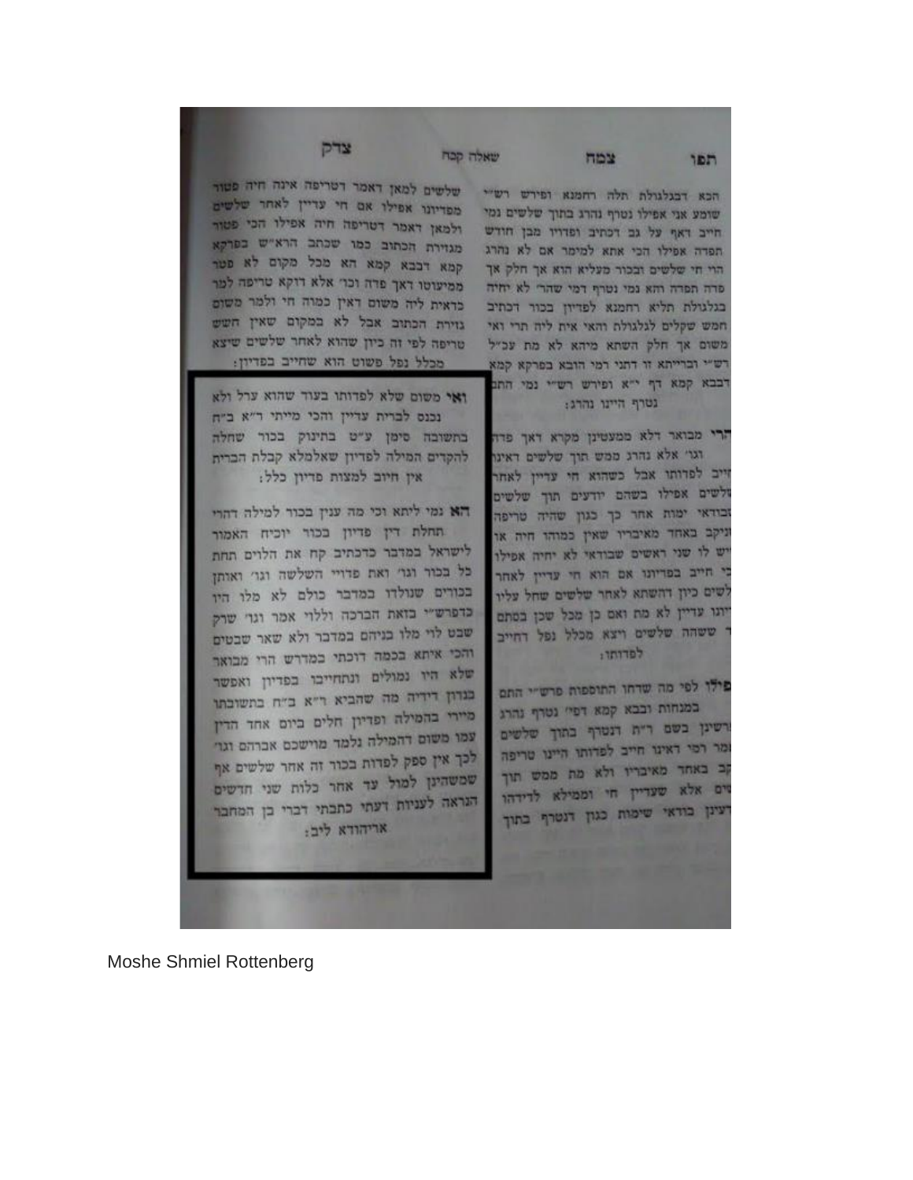הכא דבגלגולת תלה רחמנא ופירש רש"י שומע אני אפילו נטרף נהרג בתוך שלשים נמי חייב דאף על גב דכתיב ופדויו מבן חודש תפדה אפילו הכי אתא למימר אם לא נהרג הרי חי שלשים ובכור מעליא הוא אך חלק אך פדה תפדה והא נמי נטרף דמי שהרי לא יחיה בגלגולת תליא רחמנא לפדיון בכור דכתיב חמש שקלים לגלגולת והאי אית ליה תרי ואי משום אך חלק השתא מיהא לא מת עכ"ל רש"י ובריייתא זו דתני רמי הובא בפרקא קמא דבבא קמא דף י"א ופירש רש"י נמי התם נטרף היינו נהרג:

הרי מבואר דלא ממעטינן מקרא דאך פדה וגו' אלא נהרג ממש תוך שלשים דאינו חייב לפדותו אבל כשהוא חי עדיין לאחר שלשים אפילו בשהם יודעים תוך שלשים שבודאי ימות אחר כך כגון שהיה טריפה שניקב באחד מאיבריו שאין כמוהו חיה או שיש לו שני ראשים שבודאי לא יחיה אפילו הכי חייב בפדיונו אם הוא חי עדיין לאחר שלשים כיון דהשתא לאחר שלשים חל עליו שעדיין לא מת ואם כן מכל שכן בסתם שעברו שלשים ויצא מכלל נפל דחייב לפדותו:

אפילו לפי מה שדחו התוספות פרש"י התם במנחות ובבא קמא דפי' נטרף נהרג ופירשינן בשם ר"ת דנטרף בתוך שלשים אמר רמי דאינו חייב לפדותו היינו טריפה שניקב באחד מאיבריו ולא מת ממש תוך שלשים אלא שעדיין חי וממילא לדידהו איירינן בודאי שימות כגון דנטרף בתוך

שלשים למאן דאמר דטריפה אינה חיה פטור מפדיונו אפילו אם חי עדיין לאחר שלשים ולמאן דאמר דטריפה חיה אפילו הכי פטור מגזירת הכתוב כמו שכתב הרא"ש בפרקא קמא דבבא קמא הא מכל מקום לא פטר ממיעוטו דאך פדה וכו' אלא דוקא טריפה למר כדאית ליה משום דאין כמוהו חי ולמר משום גזירת הכתוב אבל לא במקום שאין חשש טריפה לפי זה כיון שהוא לאחר שלשים שיצא מכלל נפל פשוט הוא שחייב בפדיון:

ואי משום שלא לפדותו בעוד שהוא ערל ולא נכנס לברית עדיין והכי מייתי ר"א ב"ח בתשובה סימן ע"ט בתינוק בכור שחלה להקדים המילה לפדיון שאלמלא קבלת הברית אין חיוב למצות פדיון כלל:

הא נמי ליתא וכי מה ענין בכור למילה דהרי תחלת דין פדיון בכור יוכיח האמור לישראל במדבר כדכתיב קח את הלוים תחת כל בכור וגו' ואת פדויי השלשה וגו' ואותן בכורים שנולדו במדבר כולם לא מלו היו כדפרש"י בזאת הברכה וללוי אמר וגו' שרק שבט לוי מלו בניהם במדבר ולא שאר שבטים והכי איתא בכמה דוכתי במדרש הרי מבואר שלא היו נמולים ונתחייבו בפדיון ואפשר בנדון דידיה מה שהביא ר"א ב"ח בתשובתו מיירי בהמילה ופדיון חלים ביום אחד הדין עמו משום דהמילה נלמד מוישכם אברהם וגו' לכך אין ספק לפדות בכור זה אחר שלשים אף שמשהינן למול עד אחר כלות שני חדשים הנראה לעניות דעתי כתבתי דברי בן המחבר אריהודא ליב:

Moshe Shmiel Rottenberg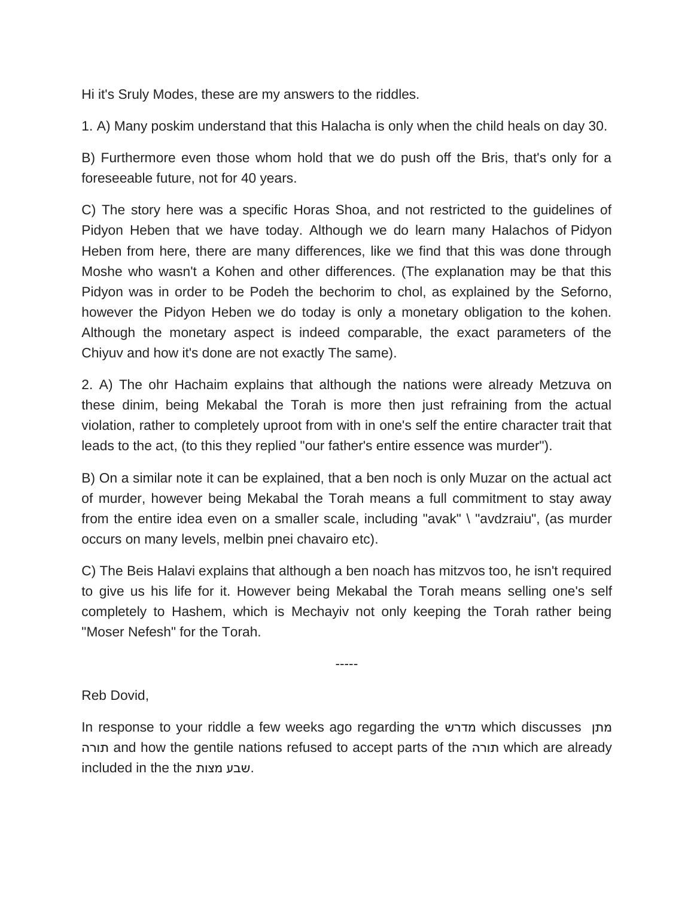Hi it's Sruly Modes, these are my answers to the riddles.

1. A) Many poskim understand that this Halacha is only when the child heals on day 30.

B) Furthermore even those whom hold that we do push off the Bris, that's only for a foreseeable future, not for 40 years.

C) The story here was a specific Horas Shoa, and not restricted to the guidelines of Pidyon Heben that we have today. Although we do learn many Halachos of Pidyon Heben from here, there are many differences, like we find that this was done through Moshe who wasn't a Kohen and other differences. (The explanation may be that this Pidyon was in order to be Podeh the bechorim to chol, as explained by the Seforno, however the Pidyon Heben we do today is only a monetary obligation to the kohen. Although the monetary aspect is indeed comparable, the exact parameters of the Chiyuv and how it's done are not exactly The same).

2. A) The ohr Hachaim explains that although the nations were already Metzuva on these dinim, being Mekabal the Torah is more then just refraining from the actual violation, rather to completely uproot from with in one's self the entire character trait that leads to the act, (to this they replied "our father's entire essence was murder").

B) On a similar note it can be explained, that a ben noch is only Muzar on the actual act of murder, however being Mekabal the Torah means a full commitment to stay away from the entire idea even on a smaller scale, including "avak" \ "avdzraiu", (as murder occurs on many levels, melbin pnei chavairo etc).

C) The Beis Halavi explains that although a ben noach has mitzvos too, he isn't required to give us his life for it. However being Mekabal the Torah means selling one's self completely to Hashem, which is Mechayiv not only keeping the Torah rather being "Moser Nefesh" for the Torah.

-----

Reb Dovid,

In response to your riddle a few weeks ago regarding the מדרש which discusses מתן תורה and how the gentile nations refused to accept parts of the תורה which are already included in the the שבע מצות.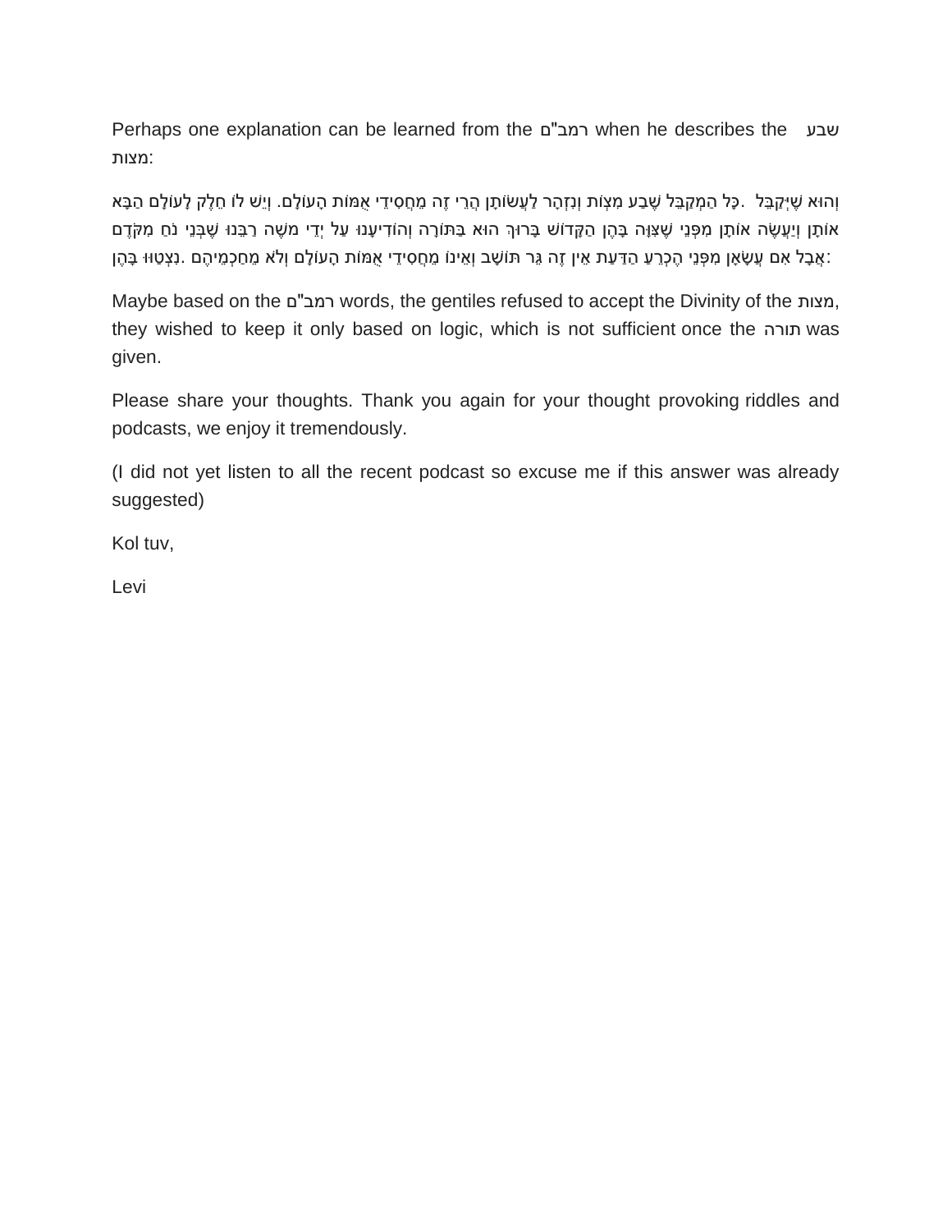Perhaps one explanation can be learned from the רמב"ם when he describes the שבע מצות:

וְהוּא שֶׁיְּקַבֵּל .כָּל הַמְקַבֵּל שֶׁבַע מִצְוֹת וְנִזְהָר לַעֲשׂוֹתָן הֲרֵי זֶה מֵחֲסִידֵי אֻמּוֹת הָעוֹלָם. וְיֵשׁ לוֹ חֵלֶק לָעוֹלָם הַבָּא אוֹתָן וְיַעֲשֶׂה אוֹתָן מִפְּנֵי שֶׁצִּוָּה בָּהֶן הַקָּדוֹשׁ בָּרוּךְ הוּא בַּתּוֹרָה וְהוֹדִיעָנוּ עַל יְדֵי מֹשֶׁה רַבֵּנוּ שֶׁבְּנֵי נֹחַ מִקֹּדֶם נִצְטַוּוּ בָּהֶן. אֲבָל אִם עֲשָׂאָן מִפְּנֵי הֶכְרֵעַ הַדַּעַת אֵין זֶה גֵּר תּוֹשָׁב וְאֵינוֹ מֵחֲסִידֵי אֻמּוֹת הָעוֹלָם וְלֹא מֵחַכְמֵיהֶם:

Maybe based on the רמב"ם words, the gentiles refused to accept the Divinity of the מצות, they wished to keep it only based on logic, which is not sufficient once the תורה was given.

Please share your thoughts. Thank you again for your thought provoking riddles and podcasts, we enjoy it tremendously.

(I did not yet listen to all the recent podcast so excuse me if this answer was already suggested)

Kol tuv,

Levi